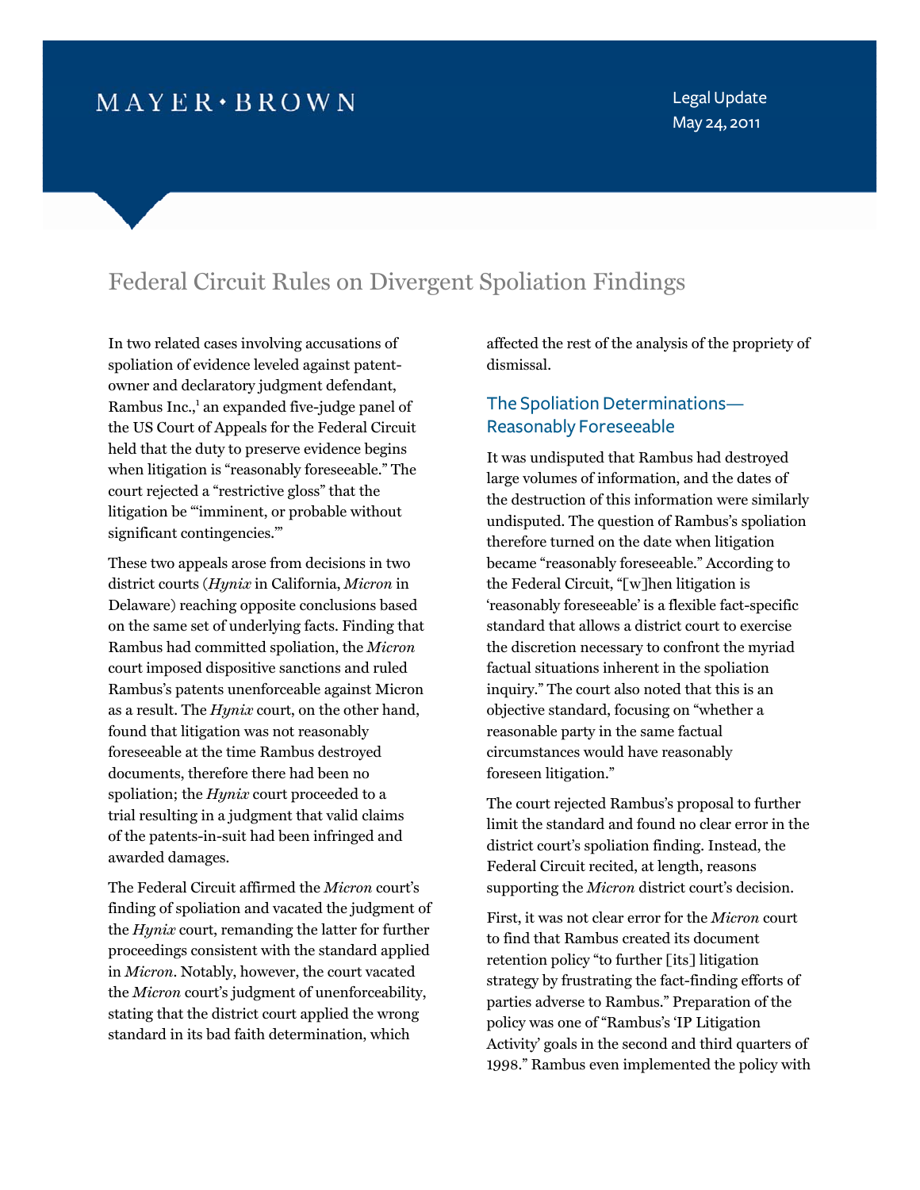MAYER • BROWN

Legal Update
May 24, 2011

# Federal Circuit Rules on Divergent Spoliation Findings

In two related cases involving accusations of spoliation of evidence leveled against patent-owner and declaratory judgment defendant, Rambus Inc.,[1] an expanded five-judge panel of the US Court of Appeals for the Federal Circuit held that the duty to preserve evidence begins when litigation is "reasonably foreseeable." The court rejected a "restrictive gloss" that the litigation be "'imminent, or probable without significant contingencies.'"

These two appeals arose from decisions in two district courts (*Hynix* in California, *Micron* in Delaware) reaching opposite conclusions based on the same set of underlying facts. Finding that Rambus had committed spoliation, the *Micron* court imposed dispositive sanctions and ruled Rambus's patents unenforceable against Micron as a result. The *Hynix* court, on the other hand, found that litigation was not reasonably foreseeable at the time Rambus destroyed documents, therefore there had been no spoliation; the *Hynix* court proceeded to a trial resulting in a judgment that valid claims of the patents-in-suit had been infringed and awarded damages.

The Federal Circuit affirmed the *Micron* court's finding of spoliation and vacated the judgment of the *Hynix* court, remanding the latter for further proceedings consistent with the standard applied in *Micron*. Notably, however, the court vacated the *Micron* court's judgment of unenforceability, stating that the district court applied the wrong standard in its bad faith determination, which affected the rest of the analysis of the propriety of dismissal.

## The Spoliation Determinations—Reasonably Foreseeable

It was undisputed that Rambus had destroyed large volumes of information, and the dates of the destruction of this information were similarly undisputed. The question of Rambus's spoliation therefore turned on the date when litigation became "reasonably foreseeable." According to the Federal Circuit, "[w]hen litigation is 'reasonably foreseeable' is a flexible fact-specific standard that allows a district court to exercise the discretion necessary to confront the myriad factual situations inherent in the spoliation inquiry." The court also noted that this is an objective standard, focusing on "whether a reasonable party in the same factual circumstances would have reasonably foreseen litigation."

The court rejected Rambus's proposal to further limit the standard and found no clear error in the district court's spoliation finding. Instead, the Federal Circuit recited, at length, reasons supporting the *Micron* district court's decision.

First, it was not clear error for the *Micron* court to find that Rambus created its document retention policy "to further [its] litigation strategy by frustrating the fact-finding efforts of parties adverse to Rambus." Preparation of the policy was one of "Rambus's 'IP Litigation Activity' goals in the second and third quarters of 1998." Rambus even implemented the policy with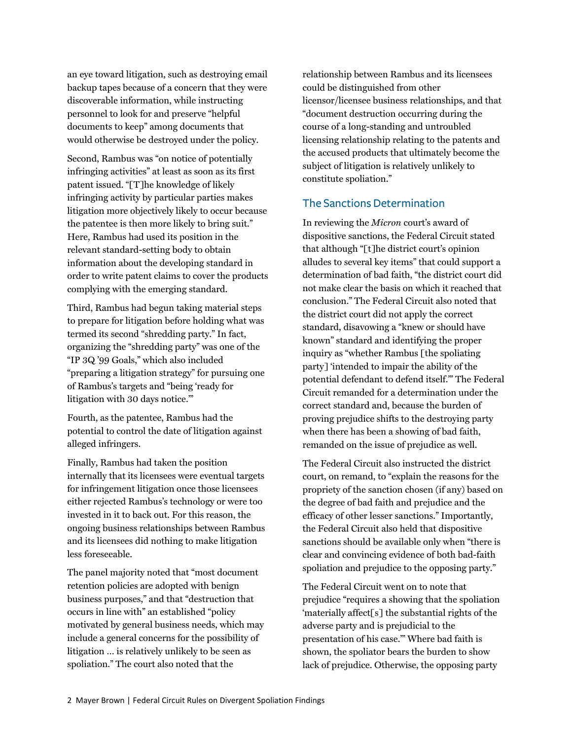an eye toward litigation, such as destroying email backup tapes because of a concern that they were discoverable information, while instructing personnel to look for and preserve "helpful documents to keep" among documents that would otherwise be destroyed under the policy.

Second, Rambus was "on notice of potentially infringing activities" at least as soon as its first patent issued. "[T]he knowledge of likely infringing activity by particular parties makes litigation more objectively likely to occur because the patentee is then more likely to bring suit." Here, Rambus had used its position in the relevant standard-setting body to obtain information about the developing standard in order to write patent claims to cover the products complying with the emerging standard.

Third, Rambus had begun taking material steps to prepare for litigation before holding what was termed its second "shredding party." In fact, organizing the "shredding party" was one of the "IP 3Q '99 Goals," which also included "preparing a litigation strategy" for pursuing one of Rambus's targets and "being 'ready for litigation with 30 days notice.'"

Fourth, as the patentee, Rambus had the potential to control the date of litigation against alleged infringers.

Finally, Rambus had taken the position internally that its licensees were eventual targets for infringement litigation once those licensees either rejected Rambus's technology or were too invested in it to back out. For this reason, the ongoing business relationships between Rambus and its licensees did nothing to make litigation less foreseeable.

The panel majority noted that "most document retention policies are adopted with benign business purposes," and that "destruction that occurs in line with" an established "policy motivated by general business needs, which may include a general concerns for the possibility of litigation … is relatively unlikely to be seen as spoliation." The court also noted that the relationship between Rambus and its licensees could be distinguished from other licensor/licensee business relationships, and that "document destruction occurring during the course of a long-standing and untroubled licensing relationship relating to the patents and the accused products that ultimately become the subject of litigation is relatively unlikely to constitute spoliation."

## The Sanctions Determination

In reviewing the *Micron* court's award of dispositive sanctions, the Federal Circuit stated that although "[t]he district court's opinion alludes to several key items" that could support a determination of bad faith, "the district court did not make clear the basis on which it reached that conclusion." The Federal Circuit also noted that the district court did not apply the correct standard, disavowing a "knew or should have known" standard and identifying the proper inquiry as "whether Rambus [the spoliating party] 'intended to impair the ability of the potential defendant to defend itself.'" The Federal Circuit remanded for a determination under the correct standard and, because the burden of proving prejudice shifts to the destroying party when there has been a showing of bad faith, remanded on the issue of prejudice as well.

The Federal Circuit also instructed the district court, on remand, to "explain the reasons for the propriety of the sanction chosen (if any) based on the degree of bad faith and prejudice and the efficacy of other lesser sanctions." Importantly, the Federal Circuit also held that dispositive sanctions should be available only when "there is clear and convincing evidence of both bad-faith spoliation and prejudice to the opposing party."

The Federal Circuit went on to note that prejudice "requires a showing that the spoliation 'materially affect[s] the substantial rights of the adverse party and is prejudicial to the presentation of his case.'" Where bad faith is shown, the spoliator bears the burden to show lack of prejudice. Otherwise, the opposing party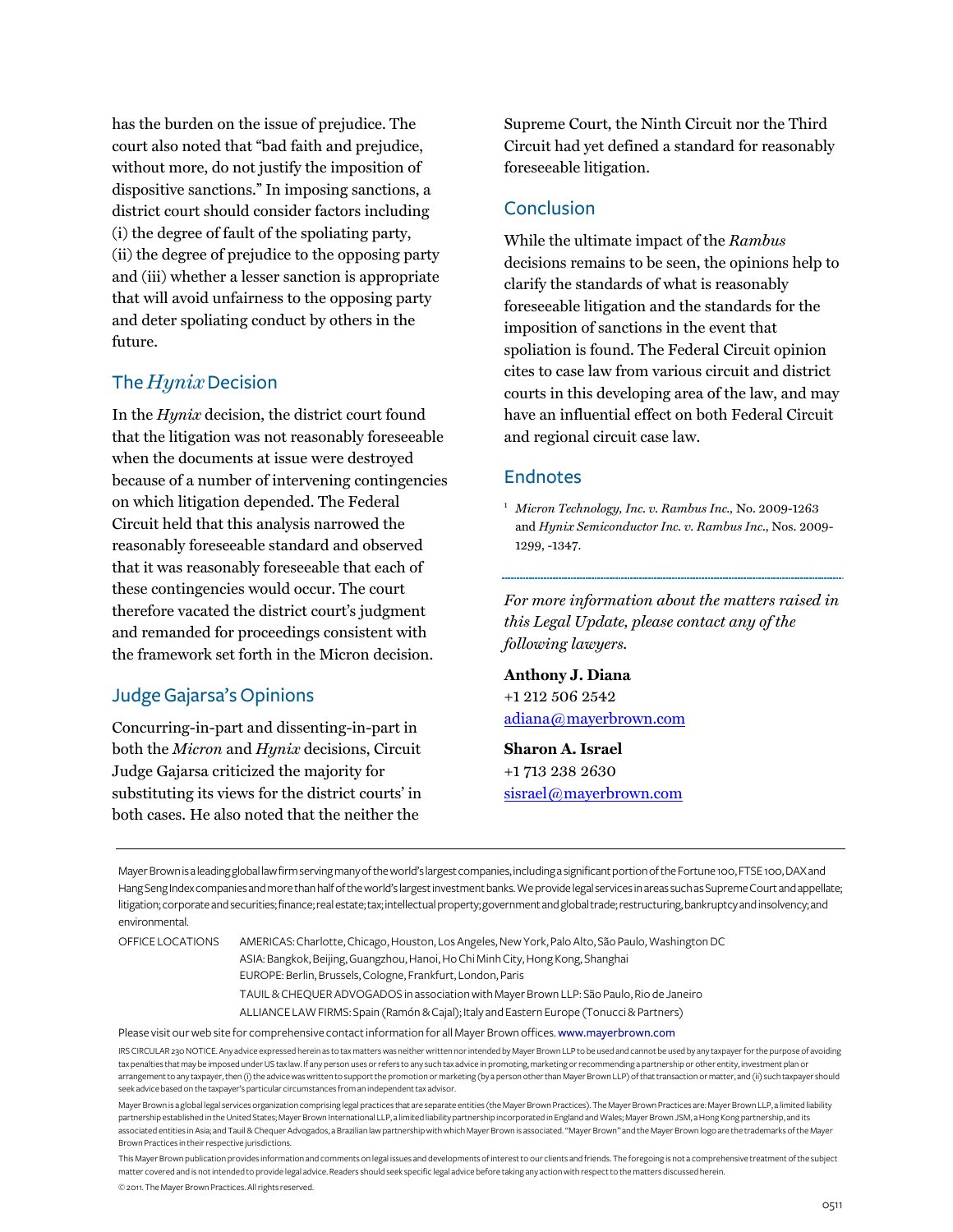has the burden on the issue of prejudice. The court also noted that "bad faith and prejudice, without more, do not justify the imposition of dispositive sanctions." In imposing sanctions, a district court should consider factors including (i) the degree of fault of the spoliating party, (ii) the degree of prejudice to the opposing party and (iii) whether a lesser sanction is appropriate that will avoid unfairness to the opposing party and deter spoliating conduct by others in the future.

## The *Hynix* Decision

In the *Hynix* decision, the district court found that the litigation was not reasonably foreseeable when the documents at issue were destroyed because of a number of intervening contingencies on which litigation depended. The Federal Circuit held that this analysis narrowed the reasonably foreseeable standard and observed that it was reasonably foreseeable that each of these contingencies would occur. The court therefore vacated the district court's judgment and remanded for proceedings consistent with the framework set forth in the Micron decision.

## Judge Gajarsa's Opinions

Concurring-in-part and dissenting-in-part in both the *Micron* and *Hynix* decisions, Circuit Judge Gajarsa criticized the majority for substituting its views for the district courts' in both cases. He also noted that the neither the Supreme Court, the Ninth Circuit nor the Third Circuit had yet defined a standard for reasonably foreseeable litigation.

## Conclusion

While the ultimate impact of the *Rambus* decisions remains to be seen, the opinions help to clarify the standards of what is reasonably foreseeable litigation and the standards for the imposition of sanctions in the event that spoliation is found. The Federal Circuit opinion cites to case law from various circuit and district courts in this developing area of the law, and may have an influential effect on both Federal Circuit and regional circuit case law.

## Endnotes

[1] *Micron Technology, Inc. v. Rambus Inc.*, No. 2009-1263 and *Hynix Semiconductor Inc. v. Rambus Inc.*, Nos. 2009-1299, -1347.

---

*For more information about the matters raised in this Legal Update, please contact any of the following lawyers.*

**Anthony J. Diana**
+1 212 506 2542
adiana@mayerbrown.com

**Sharon A. Israel**
+1 713 238 2630
sisrael@mayerbrown.com

---

Mayer Brown is a leading global law firm serving many of the world's largest companies, including a significant portion of the Fortune 100, FTSE 100, DAX and Hang Seng Index companies and more than half of the world's largest investment banks. We provide legal services in areas such as Supreme Court and appellate; litigation; corporate and securities; finance; real estate; tax; intellectual property; government and global trade; restructuring, bankruptcy and insolvency; and environmental.

OFFICE LOCATIONS
AMERICAS: Charlotte, Chicago, Houston, Los Angeles, New York, Palo Alto, São Paulo, Washington DC
ASIA: Bangkok, Beijing, Guangzhou, Hanoi, Ho Chi Minh City, Hong Kong, Shanghai
EUROPE: Berlin, Brussels, Cologne, Frankfurt, London, Paris
TAUIL & CHEQUER ADVOGADOS in association with Mayer Brown LLP: São Paulo, Rio de Janeiro
ALLIANCE LAW FIRMS: Spain (Ramón & Cajal); Italy and Eastern Europe (Tonucci & Partners)

Please visit our web site for comprehensive contact information for all Mayer Brown offices. www.mayerbrown.com

IRS CIRCULAR 230 NOTICE. Any advice expressed herein as to tax matters was neither written nor intended by Mayer Brown LLP to be used and cannot be used by any taxpayer for the purpose of avoiding tax penalties that may be imposed under US tax law. If any person uses or refers to any such tax advice in promoting, marketing or recommending a partnership or other entity, investment plan or arrangement to any taxpayer, then (i) the advice was written to support the promotion or marketing (by a person other than Mayer Brown LLP) of that transaction or matter, and (ii) such taxpayer should seek advice based on the taxpayer's particular circumstances from an independent tax advisor.

Mayer Brown is a global legal services organization comprising legal practices that are separate entities (the Mayer Brown Practices). The Mayer Brown Practices are: Mayer Brown LLP, a limited liability partnership established in the United States; Mayer Brown International LLP, a limited liability partnership incorporated in England and Wales; Mayer Brown JSM, a Hong Kong partnership, and its associated entities in Asia; and Tauil & Chequer Advogados, a Brazilian law partnership with which Mayer Brown is associated. "Mayer Brown" and the Mayer Brown logo are the trademarks of the Mayer Brown Practices in their respective jurisdictions.

This Mayer Brown publication provides information and comments on legal issues and developments of interest to our clients and friends. The foregoing is not a comprehensive treatment of the subject matter covered and is not intended to provide legal advice. Readers should seek specific legal advice before taking any action with respect to the matters discussed herein.

© 2011. The Mayer Brown Practices. All rights reserved.

0511